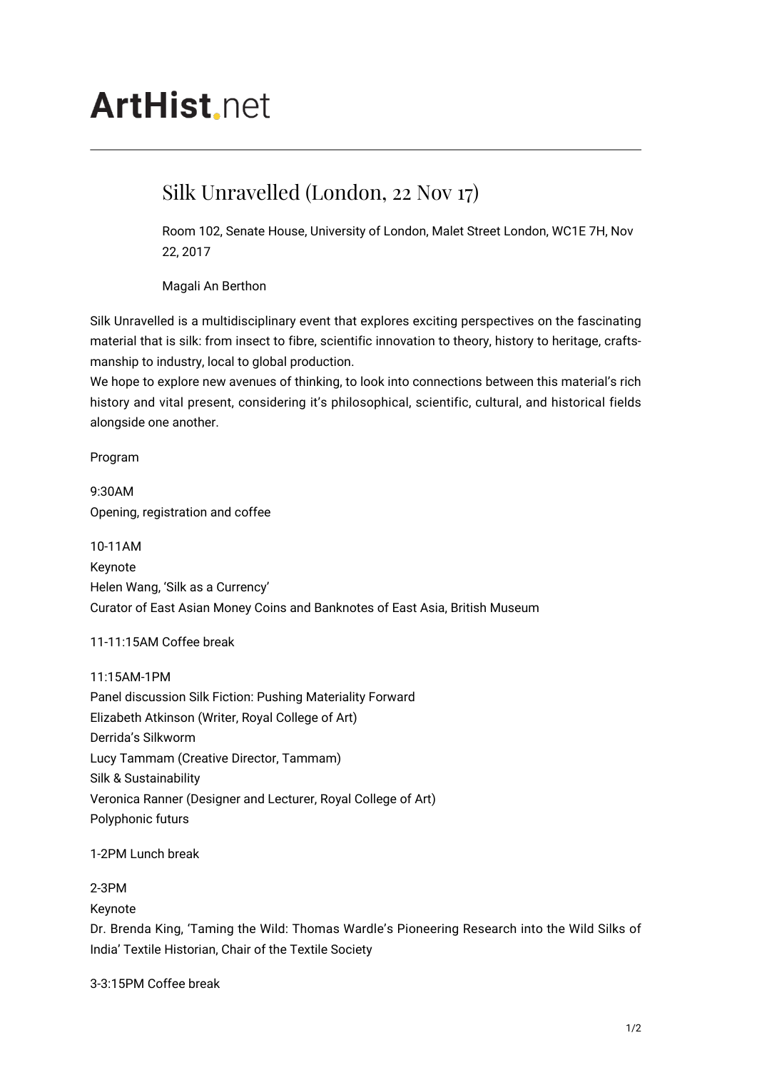# ArtHist.net

## Silk Unravelled (London, 22 Nov 17)

Room 102, Senate House, University of London, Malet Street London, WC1E 7H, Nov 22, 2017

Magali An Berthon

Silk Unravelled is a multidisciplinary event that explores exciting perspectives on the fascinating material that is silk: from insect to fibre, scientific innovation to theory, history to heritage, craftsmanship to industry, local to global production.
We hope to explore new avenues of thinking, to look into connections between this material's rich history and vital present, considering it's philosophical, scientific, cultural, and historical fields alongside one another.

Program

9:30AM
Opening, registration and coffee

10-11AM
Keynote
Helen Wang, 'Silk as a Currency'
Curator of East Asian Money Coins and Banknotes of East Asia, British Museum

11-11:15AM Coffee break

11:15AM-1PM
Panel discussion Silk Fiction: Pushing Materiality Forward
Elizabeth Atkinson (Writer, Royal College of Art)
Derrida's Silkworm
Lucy Tammam (Creative Director, Tammam)
Silk & Sustainability
Veronica Ranner (Designer and Lecturer, Royal College of Art)
Polyphonic futurs

1-2PM Lunch break

2-3PM
Keynote
Dr. Brenda King, 'Taming the Wild: Thomas Wardle's Pioneering Research into the Wild Silks of India' Textile Historian, Chair of the Textile Society

3-3:15PM Coffee break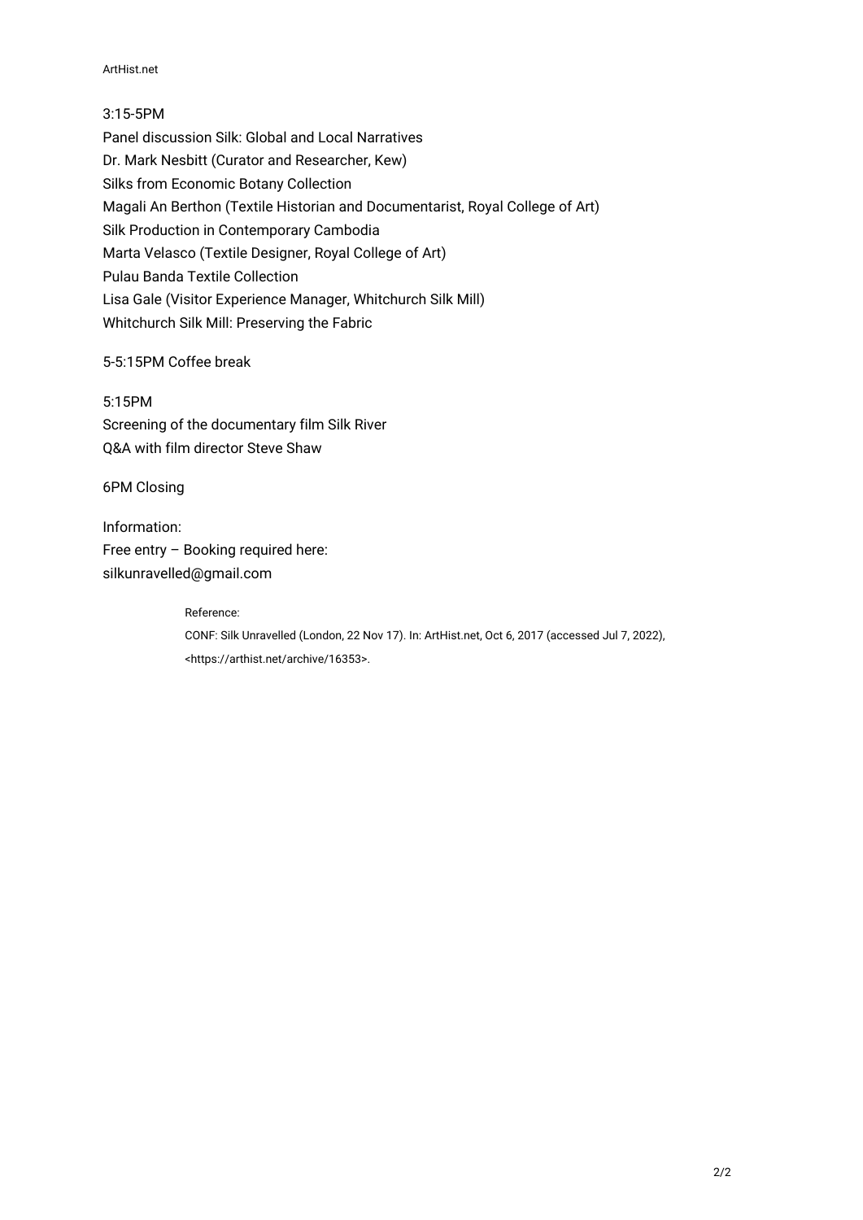3:15-5PM
Panel discussion Silk: Global and Local Narratives
Dr. Mark Nesbitt (Curator and Researcher, Kew)
Silks from Economic Botany Collection
Magali An Berthon (Textile Historian and Documentarist, Royal College of Art)
Silk Production in Contemporary Cambodia
Marta Velasco (Textile Designer, Royal College of Art)
Pulau Banda Textile Collection
Lisa Gale (Visitor Experience Manager, Whitchurch Silk Mill)
Whitchurch Silk Mill: Preserving the Fabric

5-5:15PM Coffee break

5:15PM
Screening of the documentary film Silk River
Q&A with film director Steve Shaw

6PM Closing

Information:
Free entry – Booking required here:
silkunravelled@gmail.com

Reference:
CONF: Silk Unravelled (London, 22 Nov 17). In: ArtHist.net, Oct 6, 2017 (accessed Jul 7, 2022), <https://arthist.net/archive/16353>.